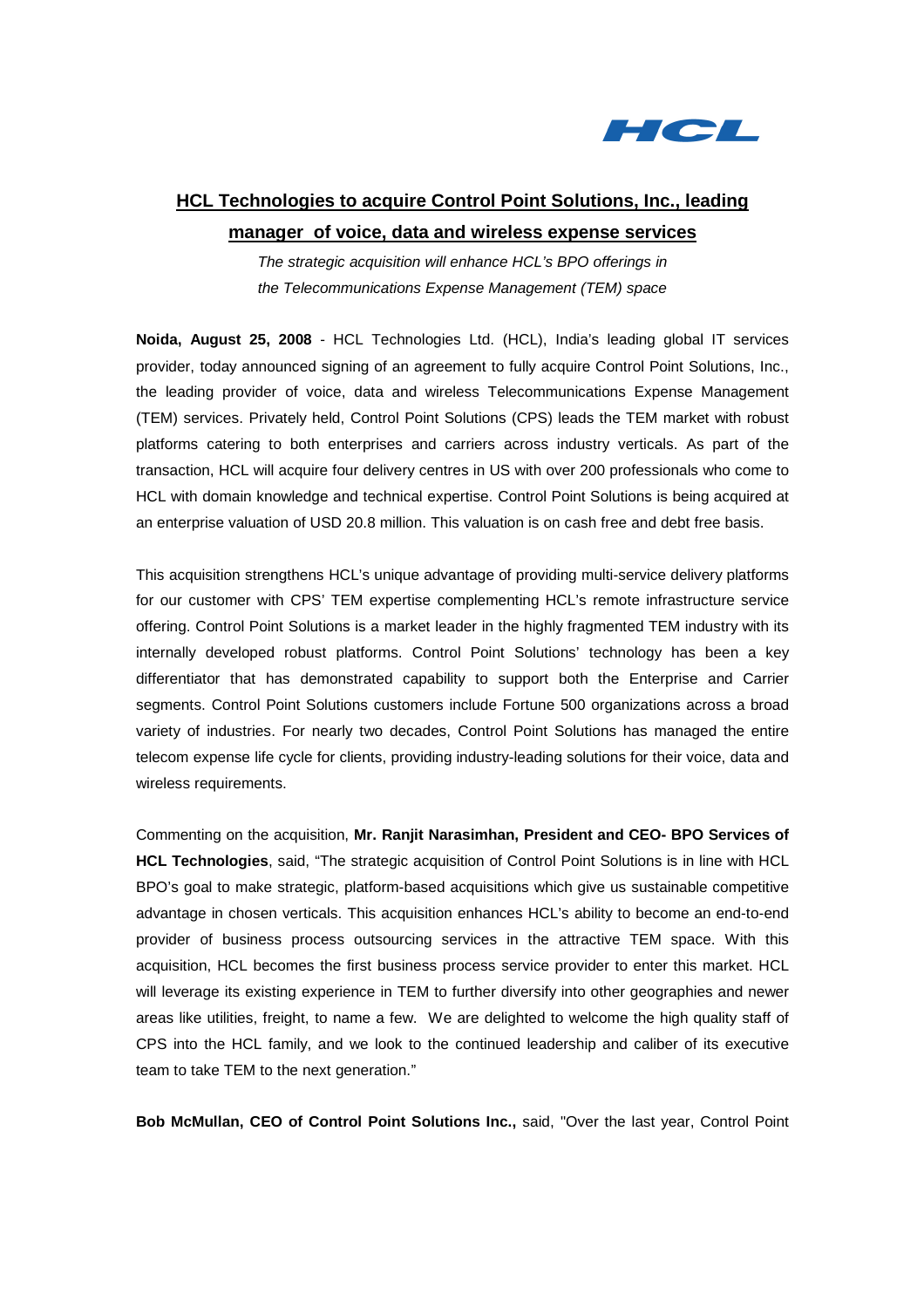HCL

## HCL Technologies to acquire Control Point Solutions, Inc., leading manager of voice, data and wireless expense services

*The strategic acquisition will enhance HCL's BPO offerings in the Telecommunications Expense Management (TEM) space*

**Noida, August 25, 2008** - HCL Technologies Ltd. (HCL), India's leading global IT services provider, today announced signing of an agreement to fully acquire Control Point Solutions, Inc., the leading provider of voice, data and wireless Telecommunications Expense Management (TEM) services. Privately held, Control Point Solutions (CPS) leads the TEM market with robust platforms catering to both enterprises and carriers across industry verticals. As part of the transaction, HCL will acquire four delivery centres in US with over 200 professionals who come to HCL with domain knowledge and technical expertise. Control Point Solutions is being acquired at an enterprise valuation of USD 20.8 million. This valuation is on cash free and debt free basis.

This acquisition strengthens HCL's unique advantage of providing multi-service delivery platforms for our customer with CPS' TEM expertise complementing HCL's remote infrastructure service offering. Control Point Solutions is a market leader in the highly fragmented TEM industry with its internally developed robust platforms. Control Point Solutions' technology has been a key differentiator that has demonstrated capability to support both the Enterprise and Carrier segments. Control Point Solutions customers include Fortune 500 organizations across a broad variety of industries. For nearly two decades, Control Point Solutions has managed the entire telecom expense life cycle for clients, providing industry-leading solutions for their voice, data and wireless requirements.

Commenting on the acquisition, **Mr. Ranjit Narasimhan, President and CEO- BPO Services of HCL Technologies**, said, "The strategic acquisition of Control Point Solutions is in line with HCL BPO's goal to make strategic, platform-based acquisitions which give us sustainable competitive advantage in chosen verticals. This acquisition enhances HCL's ability to become an end-to-end provider of business process outsourcing services in the attractive TEM space. With this acquisition, HCL becomes the first business process service provider to enter this market. HCL will leverage its existing experience in TEM to further diversify into other geographies and newer areas like utilities, freight, to name a few. We are delighted to welcome the high quality staff of CPS into the HCL family, and we look to the continued leadership and caliber of its executive team to take TEM to the next generation."

**Bob McMullan, CEO of Control Point Solutions Inc.,** said, "Over the last year, Control Point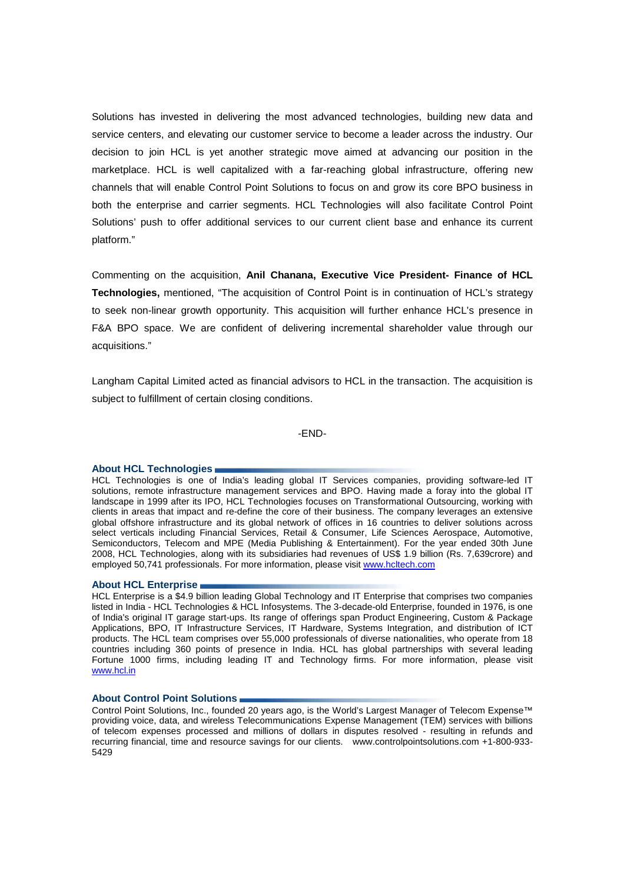Solutions has invested in delivering the most advanced technologies, building new data and service centers, and elevating our customer service to become a leader across the industry. Our decision to join HCL is yet another strategic move aimed at advancing our position in the marketplace. HCL is well capitalized with a far-reaching global infrastructure, offering new channels that will enable Control Point Solutions to focus on and grow its core BPO business in both the enterprise and carrier segments. HCL Technologies will also facilitate Control Point Solutions' push to offer additional services to our current client base and enhance its current platform."

Commenting on the acquisition, **Anil Chanana, Executive Vice President- Finance of HCL Technologies,** mentioned, "The acquisition of Control Point is in continuation of HCL's strategy to seek non-linear growth opportunity. This acquisition will further enhance HCL's presence in F&A BPO space. We are confident of delivering incremental shareholder value through our acquisitions."

Langham Capital Limited acted as financial advisors to HCL in the transaction. The acquisition is subject to fulfillment of certain closing conditions.

-END-

### About HCL Technologies

HCL Technologies is one of India's leading global IT Services companies, providing software-led IT solutions, remote infrastructure management services and BPO. Having made a foray into the global IT landscape in 1999 after its IPO, HCL Technologies focuses on Transformational Outsourcing, working with clients in areas that impact and re-define the core of their business. The company leverages an extensive global offshore infrastructure and its global network of offices in 16 countries to deliver solutions across select verticals including Financial Services, Retail & Consumer, Life Sciences Aerospace, Automotive, Semiconductors, Telecom and MPE (Media Publishing & Entertainment). For the year ended 30th June 2008, HCL Technologies, along with its subsidiaries had revenues of US$ 1.9 billion (Rs. 7,639crore) and employed 50,741 professionals. For more information, please visit www.hcltech.com

### About HCL Enterprise

HCL Enterprise is a $4.9 billion leading Global Technology and IT Enterprise that comprises two companies listed in India - HCL Technologies & HCL Infosystems. The 3-decade-old Enterprise, founded in 1976, is one of India's original IT garage start-ups. Its range of offerings span Product Engineering, Custom & Package Applications, BPO, IT Infrastructure Services, IT Hardware, Systems Integration, and distribution of ICT products. The HCL team comprises over 55,000 professionals of diverse nationalities, who operate from 18 countries including 360 points of presence in India. HCL has global partnerships with several leading Fortune 1000 firms, including leading IT and Technology firms. For more information, please visit www.hcl.in

### About Control Point Solutions

Control Point Solutions, Inc., founded 20 years ago, is the World's Largest Manager of Telecom Expense™ providing voice, data, and wireless Telecommunications Expense Management (TEM) services with billions of telecom expenses processed and millions of dollars in disputes resolved - resulting in refunds and recurring financial, time and resource savings for our clients. www.controlpointsolutions.com +1-800-933-5429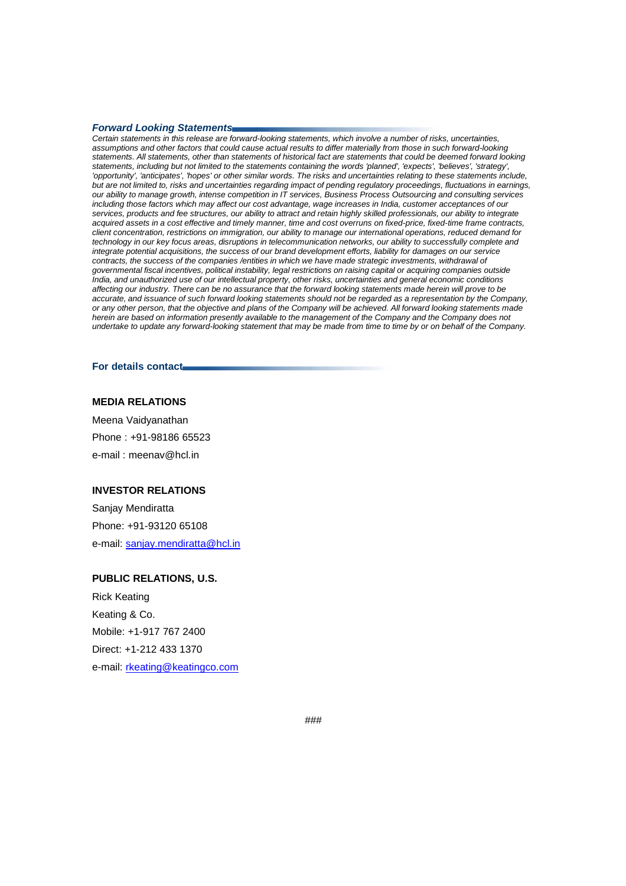## *Forward Looking Statements*

*Certain statements in this release are forward-looking statements, which involve a number of risks, uncertainties, assumptions and other factors that could cause actual results to differ materially from those in such forward-looking statements. All statements, other than statements of historical fact are statements that could be deemed forward looking statements, including but not limited to the statements containing the words 'planned', 'expects', 'believes', 'strategy', 'opportunity', 'anticipates', 'hopes' or other similar words. The risks and uncertainties relating to these statements include, but are not limited to, risks and uncertainties regarding impact of pending regulatory proceedings, fluctuations in earnings, our ability to manage growth, intense competition in IT services, Business Process Outsourcing and consulting services including those factors which may affect our cost advantage, wage increases in India, customer acceptances of our services, products and fee structures, our ability to attract and retain highly skilled professionals, our ability to integrate acquired assets in a cost effective and timely manner, time and cost overruns on fixed-price, fixed-time frame contracts, client concentration, restrictions on immigration, our ability to manage our international operations, reduced demand for technology in our key focus areas, disruptions in telecommunication networks, our ability to successfully complete and integrate potential acquisitions, the success of our brand development efforts, liability for damages on our service contracts, the success of the companies /entities in which we have made strategic investments, withdrawal of governmental fiscal incentives, political instability, legal restrictions on raising capital or acquiring companies outside India, and unauthorized use of our intellectual property, other risks, uncertainties and general economic conditions affecting our industry. There can be no assurance that the forward looking statements made herein will prove to be accurate, and issuance of such forward looking statements should not be regarded as a representation by the Company, or any other person, that the objective and plans of the Company will be achieved. All forward looking statements made herein are based on information presently available to the management of the Company and the Company does not undertake to update any forward-looking statement that may be made from time to time by or on behalf of the Company.*

## For details contact

**MEDIA RELATIONS**

Meena Vaidyanathan

Phone : +91-98186 65523

e-mail : meenav@hcl.in

**INVESTOR RELATIONS**

Sanjay Mendiratta

Phone: +91-93120 65108

e-mail: sanjay.mendiratta@hcl.in

**PUBLIC RELATIONS, U.S.**

Rick Keating

Keating & Co.

Mobile: +1-917 767 2400

Direct: +1-212 433 1370

e-mail: rkeating@keatingco.com

###